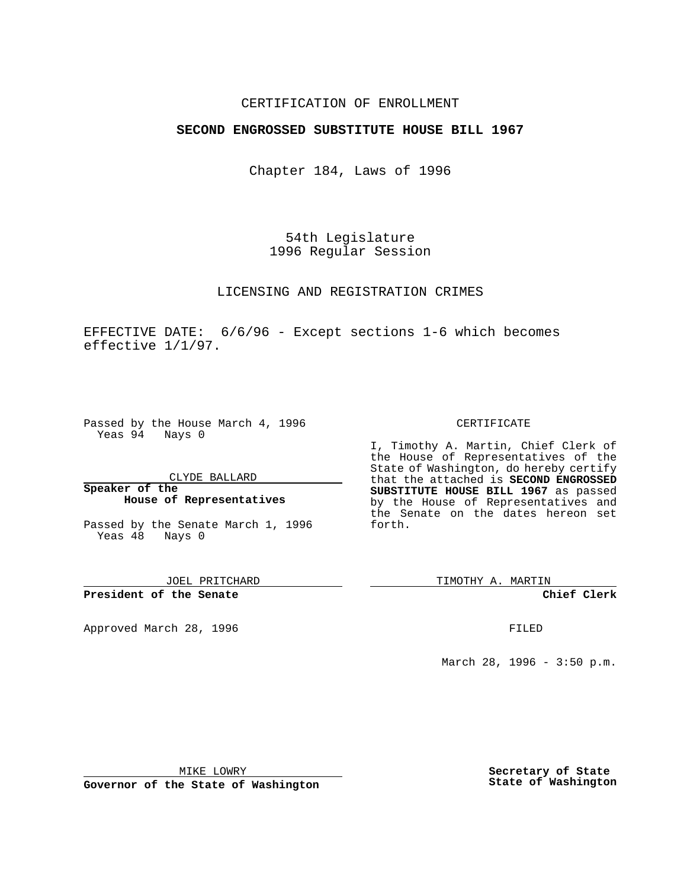CERTIFICATION OF ENROLLMENT

**SECOND ENGROSSED SUBSTITUTE HOUSE BILL 1967**

Chapter 184, Laws of 1996

54th Legislature
1996 Regular Session

LICENSING AND REGISTRATION CRIMES

EFFECTIVE DATE: 6/6/96 - Except sections 1-6 which becomes effective 1/1/97.

Passed by the House March 4, 1996
Yeas 94 Nays 0

CLYDE BALLARD

**Speaker of the House of Representatives**

Passed by the Senate March 1, 1996
Yeas 48 Nays 0

JOEL PRITCHARD

**President of the Senate**

Approved March 28, 1996

MIKE LOWRY

**Governor of the State of Washington**

CERTIFICATE

I, Timothy A. Martin, Chief Clerk of the House of Representatives of the State of Washington, do hereby certify that the attached is **SECOND ENGROSSED SUBSTITUTE HOUSE BILL 1967** as passed by the House of Representatives and the Senate on the dates hereon set forth.

TIMOTHY A. MARTIN

**Chief Clerk**

FILED

March 28, 1996 - 3:50 p.m.

**Secretary of State**
**State of Washington**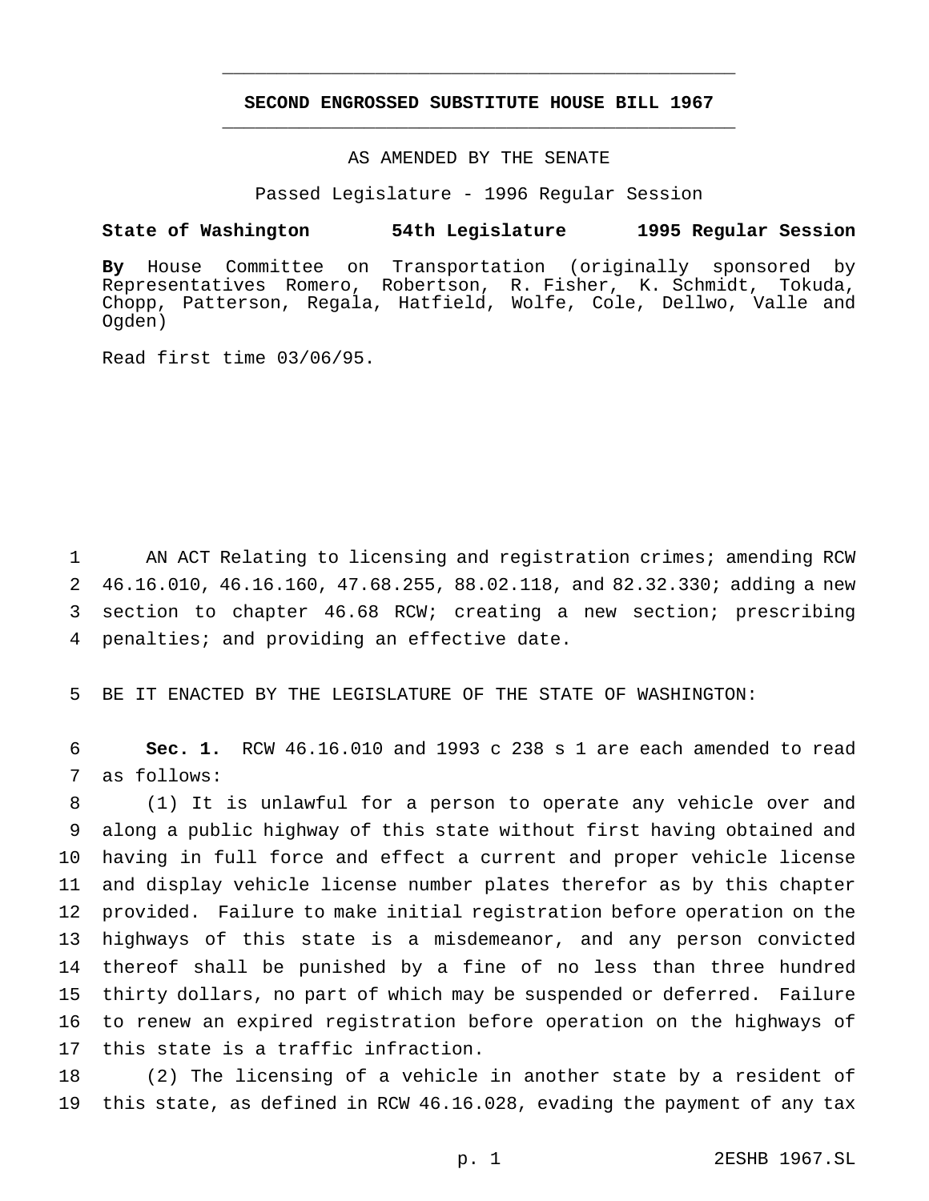# SECOND ENGROSSED SUBSTITUTE HOUSE BILL 1967

AS AMENDED BY THE SENATE

Passed Legislature - 1996 Regular Session

**State of Washington 54th Legislature 1995 Regular Session**

**By** House Committee on Transportation (originally sponsored by Representatives Romero, Robertson, R. Fisher, K. Schmidt, Tokuda, Chopp, Patterson, Regala, Hatfield, Wolfe, Cole, Dellwo, Valle and Ogden)

Read first time 03/06/95.

AN ACT Relating to licensing and registration crimes; amending RCW 46.16.010, 46.16.160, 47.68.255, 88.02.118, and 82.32.330; adding a new section to chapter 46.68 RCW; creating a new section; prescribing penalties; and providing an effective date.

BE IT ENACTED BY THE LEGISLATURE OF THE STATE OF WASHINGTON:

**Sec. 1.** RCW 46.16.010 and 1993 c 238 s 1 are each amended to read as follows:

(1) It is unlawful for a person to operate any vehicle over and along a public highway of this state without first having obtained and having in full force and effect a current and proper vehicle license and display vehicle license number plates therefor as by this chapter provided. Failure to make initial registration before operation on the highways of this state is a misdemeanor, and any person convicted thereof shall be punished by a fine of no less than three hundred thirty dollars, no part of which may be suspended or deferred. Failure to renew an expired registration before operation on the highways of this state is a traffic infraction.

(2) The licensing of a vehicle in another state by a resident of this state, as defined in RCW 46.16.028, evading the payment of any tax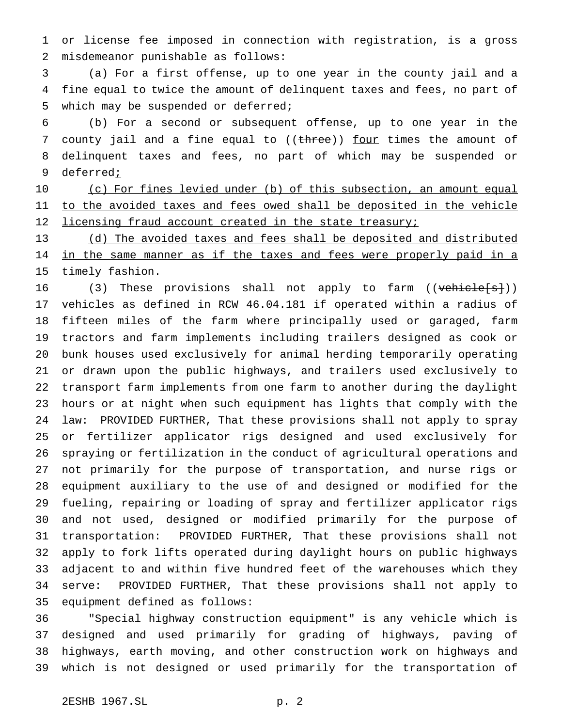or license fee imposed in connection with registration, is a gross misdemeanor punishable as follows:

(a) For a first offense, up to one year in the county jail and a fine equal to twice the amount of delinquent taxes and fees, no part of which may be suspended or deferred;

(b) For a second or subsequent offense, up to one year in the county jail and a fine equal to ((~~three~~)) four times the amount of delinquent taxes and fees, no part of which may be suspended or deferred;

(c) For fines levied under (b) of this subsection, an amount equal to the avoided taxes and fees owed shall be deposited in the vehicle licensing fraud account created in the state treasury;

(d) The avoided taxes and fees shall be deposited and distributed in the same manner as if the taxes and fees were properly paid in a timely fashion.

(3) These provisions shall not apply to farm ((~~vehicle[s]~~)) vehicles as defined in RCW 46.04.181 if operated within a radius of fifteen miles of the farm where principally used or garaged, farm tractors and farm implements including trailers designed as cook or bunk houses used exclusively for animal herding temporarily operating or drawn upon the public highways, and trailers used exclusively to transport farm implements from one farm to another during the daylight hours or at night when such equipment has lights that comply with the law: PROVIDED FURTHER, That these provisions shall not apply to spray or fertilizer applicator rigs designed and used exclusively for spraying or fertilization in the conduct of agricultural operations and not primarily for the purpose of transportation, and nurse rigs or equipment auxiliary to the use of and designed or modified for the fueling, repairing or loading of spray and fertilizer applicator rigs and not used, designed or modified primarily for the purpose of transportation: PROVIDED FURTHER, That these provisions shall not apply to fork lifts operated during daylight hours on public highways adjacent to and within five hundred feet of the warehouses which they serve: PROVIDED FURTHER, That these provisions shall not apply to equipment defined as follows:

"Special highway construction equipment" is any vehicle which is designed and used primarily for grading of highways, paving of highways, earth moving, and other construction work on highways and which is not designed or used primarily for the transportation of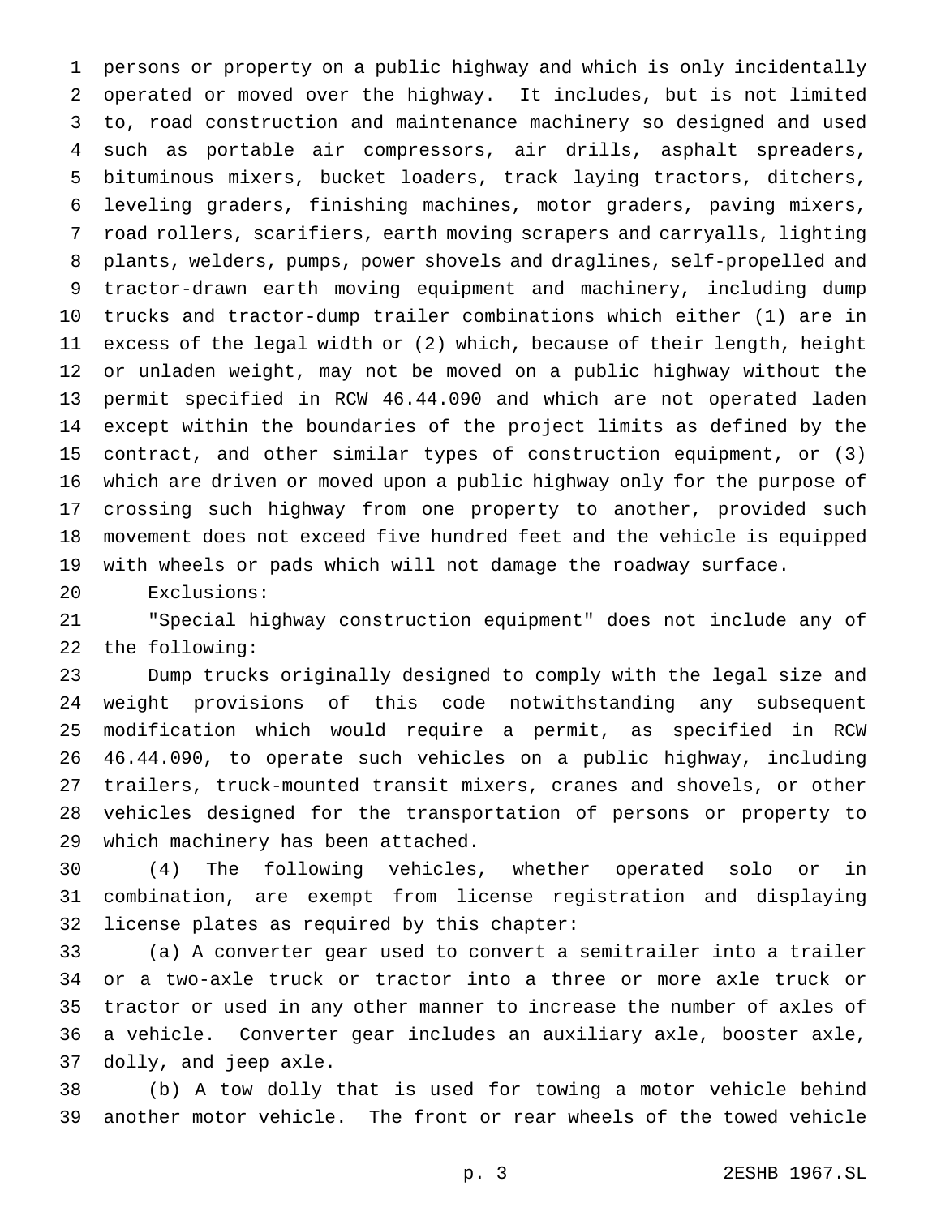persons or property on a public highway and which is only incidentally operated or moved over the highway. It includes, but is not limited to, road construction and maintenance machinery so designed and used such as portable air compressors, air drills, asphalt spreaders, bituminous mixers, bucket loaders, track laying tractors, ditchers, leveling graders, finishing machines, motor graders, paving mixers, road rollers, scarifiers, earth moving scrapers and carryalls, lighting plants, welders, pumps, power shovels and draglines, self-propelled and tractor-drawn earth moving equipment and machinery, including dump trucks and tractor-dump trailer combinations which either (1) are in excess of the legal width or (2) which, because of their length, height or unladen weight, may not be moved on a public highway without the permit specified in RCW 46.44.090 and which are not operated laden except within the boundaries of the project limits as defined by the contract, and other similar types of construction equipment, or (3) which are driven or moved upon a public highway only for the purpose of crossing such highway from one property to another, provided such movement does not exceed five hundred feet and the vehicle is equipped with wheels or pads which will not damage the roadway surface.

Exclusions:

"Special highway construction equipment" does not include any of the following:

Dump trucks originally designed to comply with the legal size and weight provisions of this code notwithstanding any subsequent modification which would require a permit, as specified in RCW 46.44.090, to operate such vehicles on a public highway, including trailers, truck-mounted transit mixers, cranes and shovels, or other vehicles designed for the transportation of persons or property to which machinery has been attached.

(4) The following vehicles, whether operated solo or in combination, are exempt from license registration and displaying license plates as required by this chapter:

(a) A converter gear used to convert a semitrailer into a trailer or a two-axle truck or tractor into a three or more axle truck or tractor or used in any other manner to increase the number of axles of a vehicle. Converter gear includes an auxiliary axle, booster axle, dolly, and jeep axle.

(b) A tow dolly that is used for towing a motor vehicle behind another motor vehicle. The front or rear wheels of the towed vehicle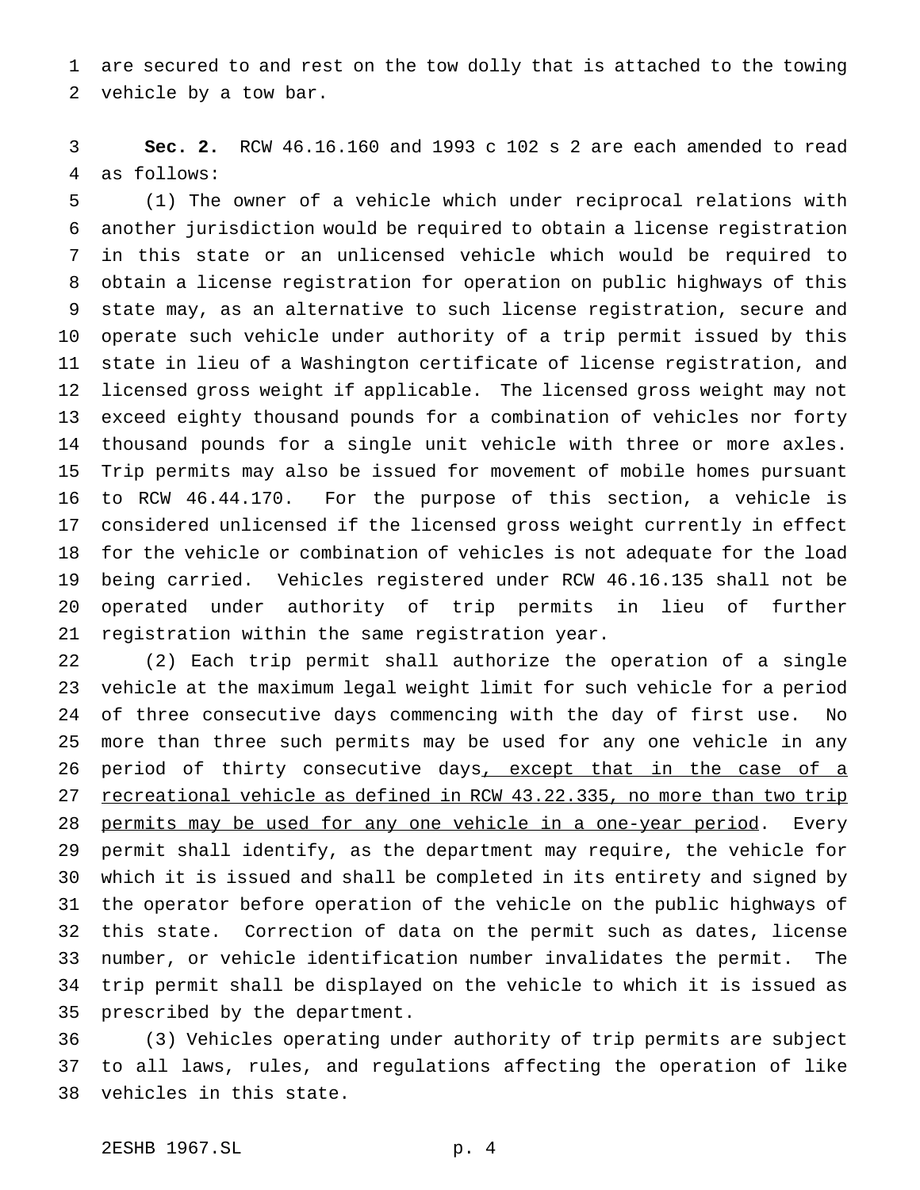are secured to and rest on the tow dolly that is attached to the towing vehicle by a tow bar.

**Sec. 2.** RCW 46.16.160 and 1993 c 102 s 2 are each amended to read as follows:

(1) The owner of a vehicle which under reciprocal relations with another jurisdiction would be required to obtain a license registration in this state or an unlicensed vehicle which would be required to obtain a license registration for operation on public highways of this state may, as an alternative to such license registration, secure and operate such vehicle under authority of a trip permit issued by this state in lieu of a Washington certificate of license registration, and licensed gross weight if applicable. The licensed gross weight may not exceed eighty thousand pounds for a combination of vehicles nor forty thousand pounds for a single unit vehicle with three or more axles. Trip permits may also be issued for movement of mobile homes pursuant to RCW 46.44.170. For the purpose of this section, a vehicle is considered unlicensed if the licensed gross weight currently in effect for the vehicle or combination of vehicles is not adequate for the load being carried. Vehicles registered under RCW 46.16.135 shall not be operated under authority of trip permits in lieu of further registration within the same registration year.

(2) Each trip permit shall authorize the operation of a single vehicle at the maximum legal weight limit for such vehicle for a period of three consecutive days commencing with the day of first use. No more than three such permits may be used for any one vehicle in any period of thirty consecutive days<u>, except that in the case of a recreational vehicle as defined in RCW 43.22.335, no more than two trip permits may be used for any one vehicle in a one-year period</u>. Every permit shall identify, as the department may require, the vehicle for which it is issued and shall be completed in its entirety and signed by the operator before operation of the vehicle on the public highways of this state. Correction of data on the permit such as dates, license number, or vehicle identification number invalidates the permit. The trip permit shall be displayed on the vehicle to which it is issued as prescribed by the department.

(3) Vehicles operating under authority of trip permits are subject to all laws, rules, and regulations affecting the operation of like vehicles in this state.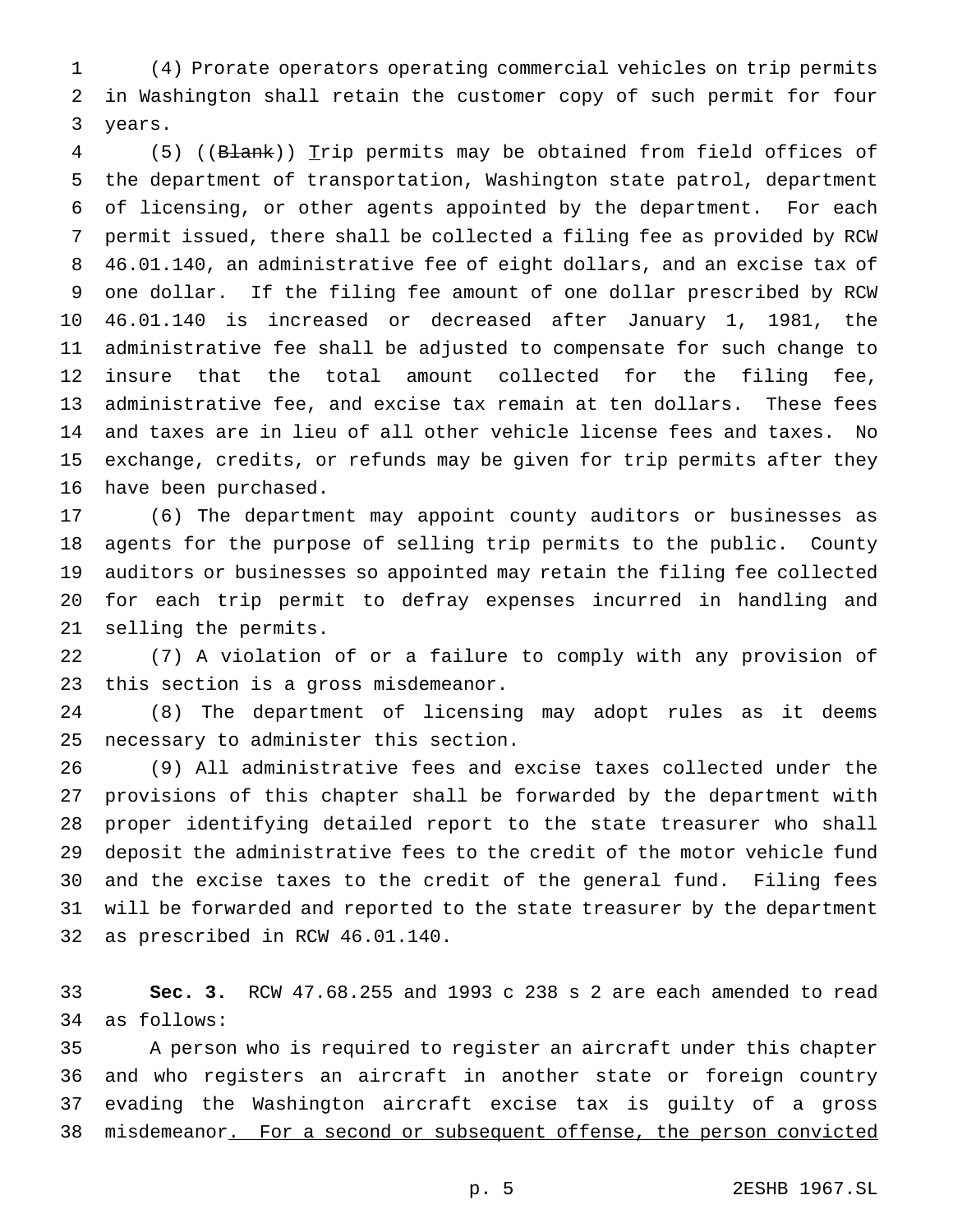(4) Prorate operators operating commercial vehicles on trip permits in Washington shall retain the customer copy of such permit for four years.

(5) ((~~Blank~~)) <u>Trip</u> permits may be obtained from field offices of the department of transportation, Washington state patrol, department of licensing, or other agents appointed by the department. For each permit issued, there shall be collected a filing fee as provided by RCW 46.01.140, an administrative fee of eight dollars, and an excise tax of one dollar. If the filing fee amount of one dollar prescribed by RCW 46.01.140 is increased or decreased after January 1, 1981, the administrative fee shall be adjusted to compensate for such change to insure that the total amount collected for the filing fee, administrative fee, and excise tax remain at ten dollars. These fees and taxes are in lieu of all other vehicle license fees and taxes. No exchange, credits, or refunds may be given for trip permits after they have been purchased.

(6) The department may appoint county auditors or businesses as agents for the purpose of selling trip permits to the public. County auditors or businesses so appointed may retain the filing fee collected for each trip permit to defray expenses incurred in handling and selling the permits.

(7) A violation of or a failure to comply with any provision of this section is a gross misdemeanor.

(8) The department of licensing may adopt rules as it deems necessary to administer this section.

(9) All administrative fees and excise taxes collected under the provisions of this chapter shall be forwarded by the department with proper identifying detailed report to the state treasurer who shall deposit the administrative fees to the credit of the motor vehicle fund and the excise taxes to the credit of the general fund. Filing fees will be forwarded and reported to the state treasurer by the department as prescribed in RCW 46.01.140.

**Sec. 3.** RCW 47.68.255 and 1993 c 238 s 2 are each amended to read as follows:

A person who is required to register an aircraft under this chapter and who registers an aircraft in another state or foreign country evading the Washington aircraft excise tax is guilty of a gross misdemeanor<u>. For a second or subsequent offense, the person convicted</u>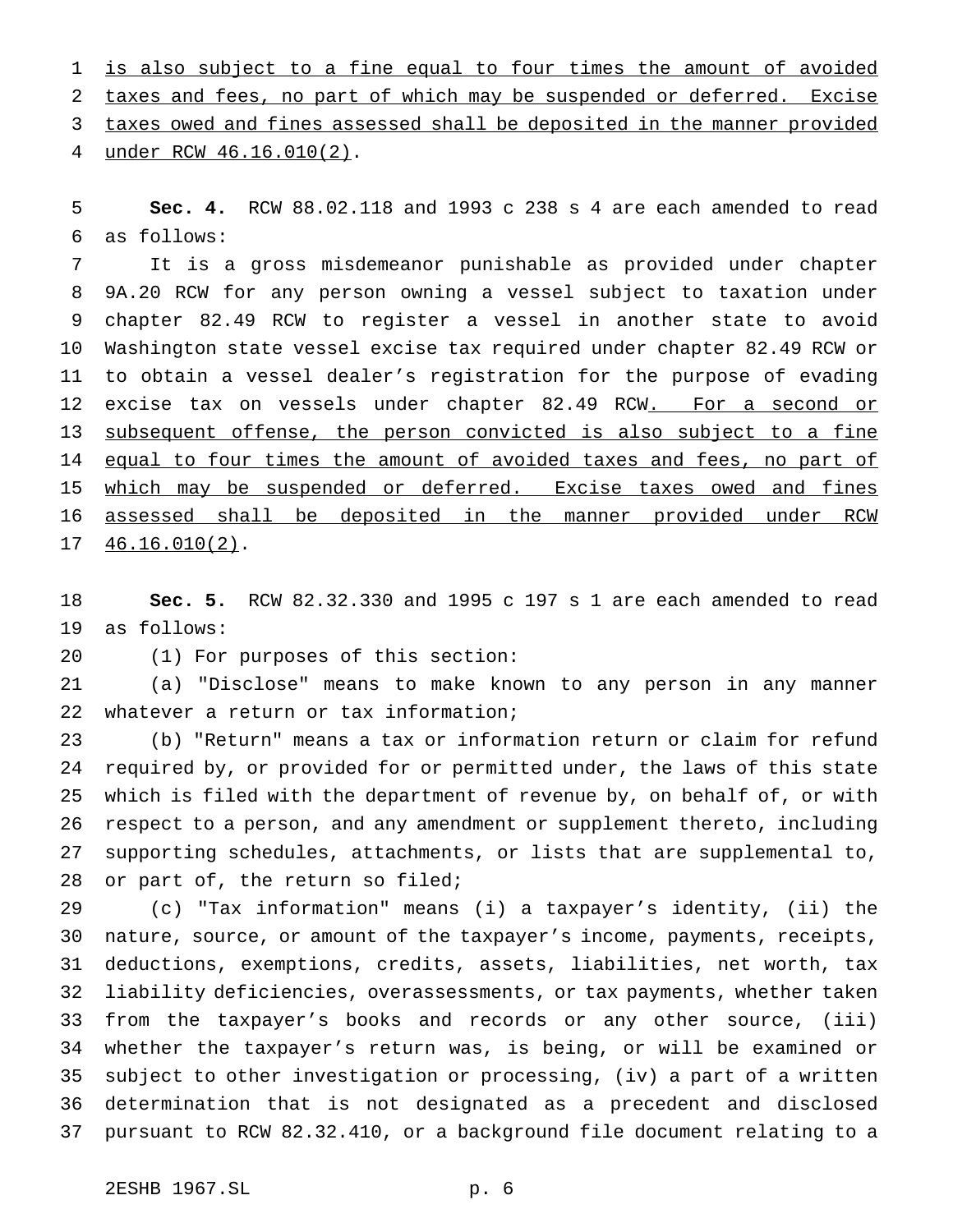is also subject to a fine equal to four times the amount of avoided taxes and fees, no part of which may be suspended or deferred. Excise taxes owed and fines assessed shall be deposited in the manner provided under RCW 46.16.010(2).

**Sec. 4.** RCW 88.02.118 and 1993 c 238 s 4 are each amended to read as follows:

It is a gross misdemeanor punishable as provided under chapter 9A.20 RCW for any person owning a vessel subject to taxation under chapter 82.49 RCW to register a vessel in another state to avoid Washington state vessel excise tax required under chapter 82.49 RCW or to obtain a vessel dealer's registration for the purpose of evading excise tax on vessels under chapter 82.49 RCW. For a second or subsequent offense, the person convicted is also subject to a fine equal to four times the amount of avoided taxes and fees, no part of which may be suspended or deferred. Excise taxes owed and fines assessed shall be deposited in the manner provided under RCW 46.16.010(2).

**Sec. 5.** RCW 82.32.330 and 1995 c 197 s 1 are each amended to read as follows:

(1) For purposes of this section:

(a) "Disclose" means to make known to any person in any manner whatever a return or tax information;

(b) "Return" means a tax or information return or claim for refund required by, or provided for or permitted under, the laws of this state which is filed with the department of revenue by, on behalf of, or with respect to a person, and any amendment or supplement thereto, including supporting schedules, attachments, or lists that are supplemental to, or part of, the return so filed;

(c) "Tax information" means (i) a taxpayer's identity, (ii) the nature, source, or amount of the taxpayer's income, payments, receipts, deductions, exemptions, credits, assets, liabilities, net worth, tax liability deficiencies, overassessments, or tax payments, whether taken from the taxpayer's books and records or any other source, (iii) whether the taxpayer's return was, is being, or will be examined or subject to other investigation or processing, (iv) a part of a written determination that is not designated as a precedent and disclosed pursuant to RCW 82.32.410, or a background file document relating to a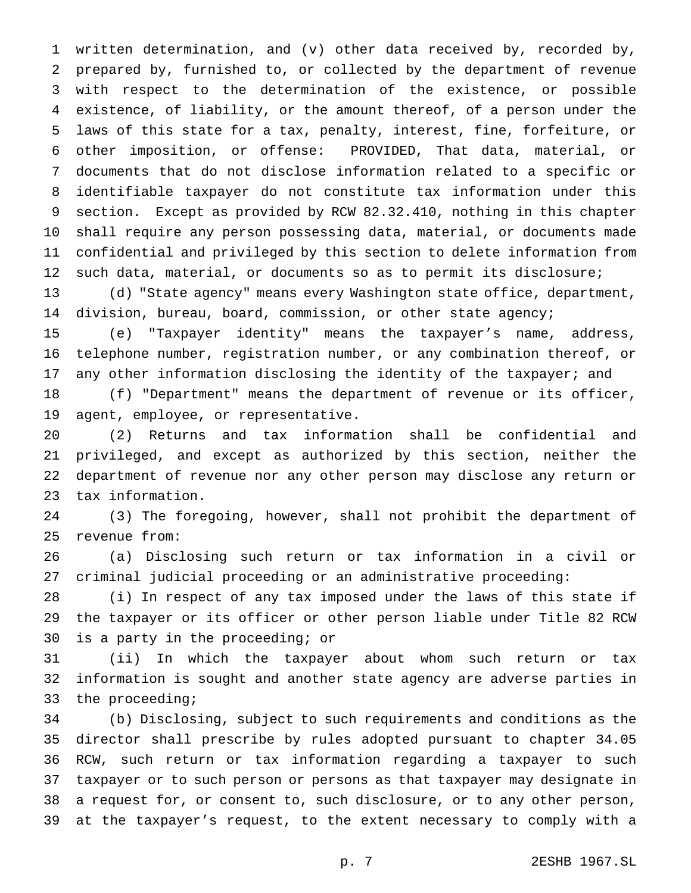written determination, and (v) other data received by, recorded by, prepared by, furnished to, or collected by the department of revenue with respect to the determination of the existence, or possible existence, of liability, or the amount thereof, of a person under the laws of this state for a tax, penalty, interest, fine, forfeiture, or other imposition, or offense: PROVIDED, That data, material, or documents that do not disclose information related to a specific or identifiable taxpayer do not constitute tax information under this section. Except as provided by RCW 82.32.410, nothing in this chapter shall require any person possessing data, material, or documents made confidential and privileged by this section to delete information from such data, material, or documents so as to permit its disclosure;

(d) "State agency" means every Washington state office, department, division, bureau, board, commission, or other state agency;

(e) "Taxpayer identity" means the taxpayer's name, address, telephone number, registration number, or any combination thereof, or any other information disclosing the identity of the taxpayer; and

(f) "Department" means the department of revenue or its officer, agent, employee, or representative.

(2) Returns and tax information shall be confidential and privileged, and except as authorized by this section, neither the department of revenue nor any other person may disclose any return or tax information.

(3) The foregoing, however, shall not prohibit the department of revenue from:

(a) Disclosing such return or tax information in a civil or criminal judicial proceeding or an administrative proceeding:

(i) In respect of any tax imposed under the laws of this state if the taxpayer or its officer or other person liable under Title 82 RCW is a party in the proceeding; or

(ii) In which the taxpayer about whom such return or tax information is sought and another state agency are adverse parties in the proceeding;

(b) Disclosing, subject to such requirements and conditions as the director shall prescribe by rules adopted pursuant to chapter 34.05 RCW, such return or tax information regarding a taxpayer to such taxpayer or to such person or persons as that taxpayer may designate in a request for, or consent to, such disclosure, or to any other person, at the taxpayer's request, to the extent necessary to comply with a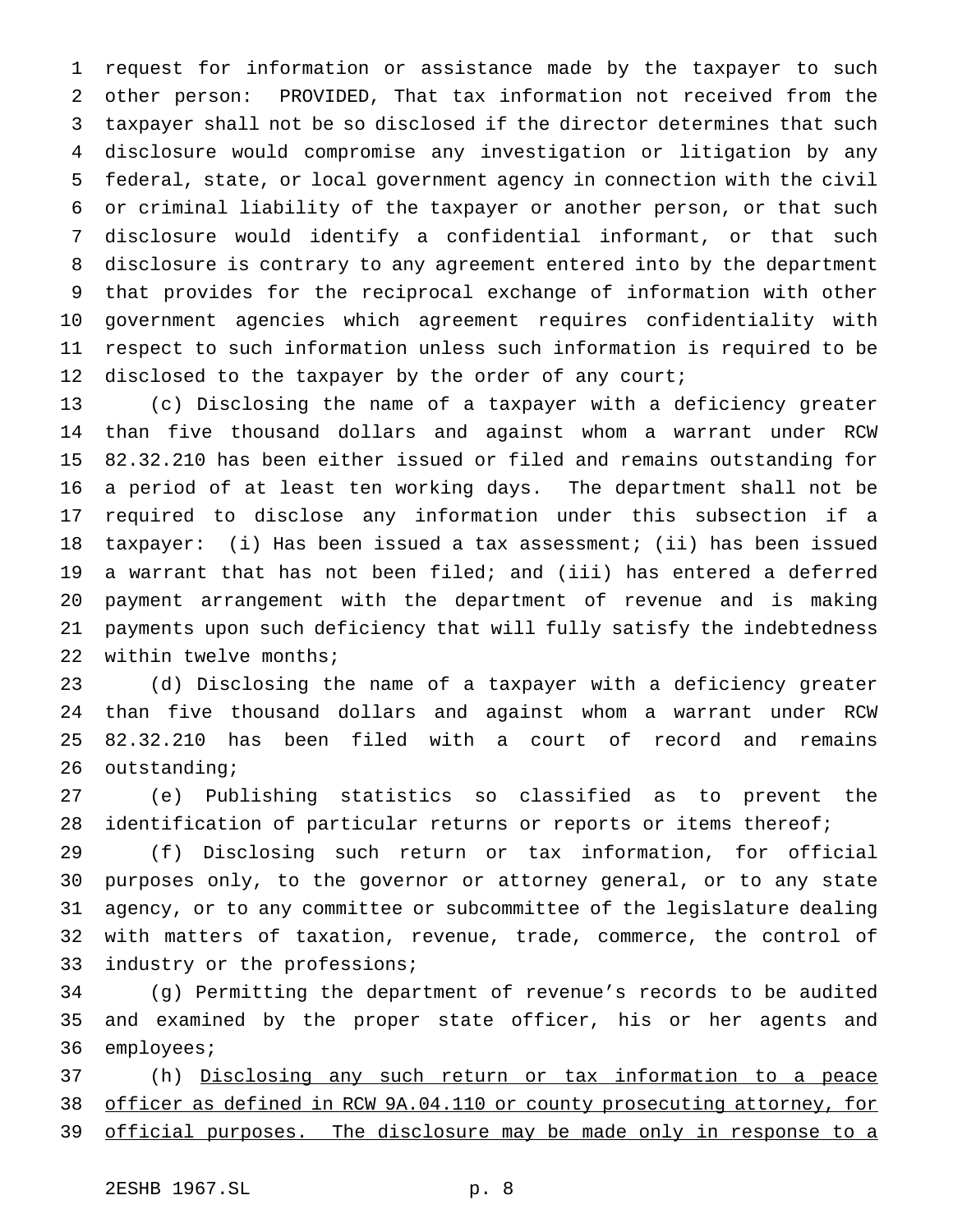request for information or assistance made by the taxpayer to such other person: PROVIDED, That tax information not received from the taxpayer shall not be so disclosed if the director determines that such disclosure would compromise any investigation or litigation by any federal, state, or local government agency in connection with the civil or criminal liability of the taxpayer or another person, or that such disclosure would identify a confidential informant, or that such disclosure is contrary to any agreement entered into by the department that provides for the reciprocal exchange of information with other government agencies which agreement requires confidentiality with respect to such information unless such information is required to be disclosed to the taxpayer by the order of any court;

(c) Disclosing the name of a taxpayer with a deficiency greater than five thousand dollars and against whom a warrant under RCW 82.32.210 has been either issued or filed and remains outstanding for a period of at least ten working days. The department shall not be required to disclose any information under this subsection if a taxpayer: (i) Has been issued a tax assessment; (ii) has been issued a warrant that has not been filed; and (iii) has entered a deferred payment arrangement with the department of revenue and is making payments upon such deficiency that will fully satisfy the indebtedness within twelve months;

(d) Disclosing the name of a taxpayer with a deficiency greater than five thousand dollars and against whom a warrant under RCW 82.32.210 has been filed with a court of record and remains outstanding;

(e) Publishing statistics so classified as to prevent the identification of particular returns or reports or items thereof;

(f) Disclosing such return or tax information, for official purposes only, to the governor or attorney general, or to any state agency, or to any committee or subcommittee of the legislature dealing with matters of taxation, revenue, trade, commerce, the control of industry or the professions;

(g) Permitting the department of revenue's records to be audited and examined by the proper state officer, his or her agents and employees;

(h) Disclosing any such return or tax information to a peace officer as defined in RCW 9A.04.110 or county prosecuting attorney, for official purposes. The disclosure may be made only in response to a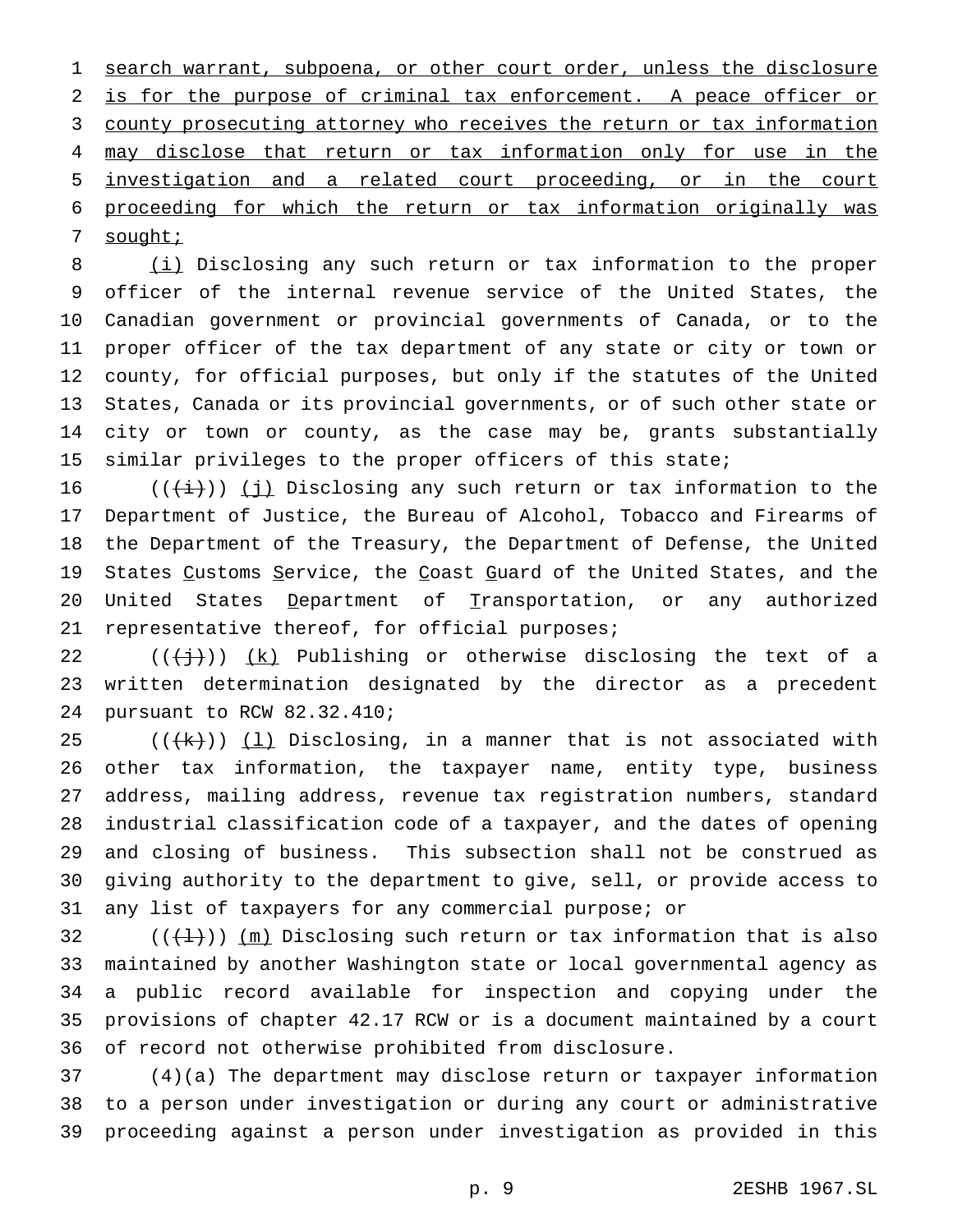search warrant, subpoena, or other court order, unless the disclosure is for the purpose of criminal tax enforcement. A peace officer or county prosecuting attorney who receives the return or tax information may disclose that return or tax information only for use in the investigation and a related court proceeding, or in the court proceeding for which the return or tax information originally was sought;

(i) Disclosing any such return or tax information to the proper officer of the internal revenue service of the United States, the Canadian government or provincial governments of Canada, or to the proper officer of the tax department of any state or city or town or county, for official purposes, but only if the statutes of the United States, Canada or its provincial governments, or of such other state or city or town or county, as the case may be, grants substantially similar privileges to the proper officers of this state;

(((i))) (j) Disclosing any such return or tax information to the Department of Justice, the Bureau of Alcohol, Tobacco and Firearms of the Department of the Treasury, the Department of Defense, the United States Customs Service, the Coast Guard of the United States, and the United States Department of Transportation, or any authorized representative thereof, for official purposes;

(((j))) (k) Publishing or otherwise disclosing the text of a written determination designated by the director as a precedent pursuant to RCW 82.32.410;

(((k))) (l) Disclosing, in a manner that is not associated with other tax information, the taxpayer name, entity type, business address, mailing address, revenue tax registration numbers, standard industrial classification code of a taxpayer, and the dates of opening and closing of business. This subsection shall not be construed as giving authority to the department to give, sell, or provide access to any list of taxpayers for any commercial purpose; or

(((l))) (m) Disclosing such return or tax information that is also maintained by another Washington state or local governmental agency as a public record available for inspection and copying under the provisions of chapter 42.17 RCW or is a document maintained by a court of record not otherwise prohibited from disclosure.

(4)(a) The department may disclose return or taxpayer information to a person under investigation or during any court or administrative proceeding against a person under investigation as provided in this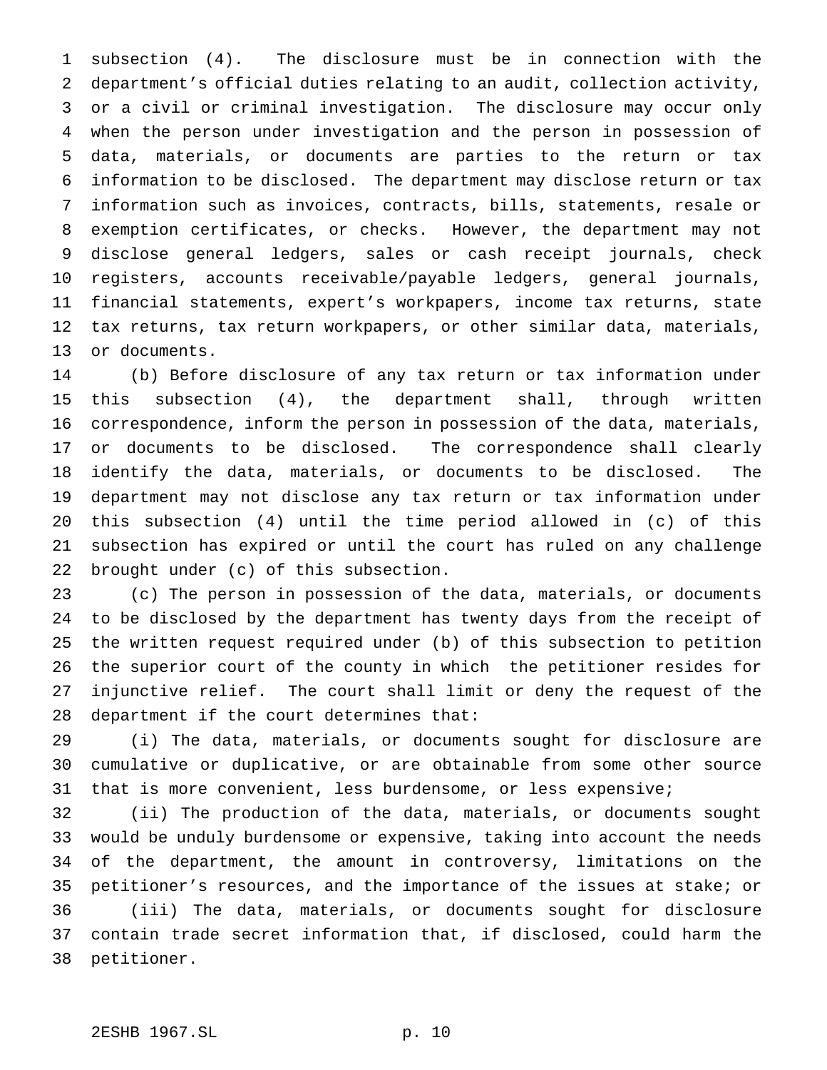subsection (4). The disclosure must be in connection with the department's official duties relating to an audit, collection activity, or a civil or criminal investigation. The disclosure may occur only when the person under investigation and the person in possession of data, materials, or documents are parties to the return or tax information to be disclosed. The department may disclose return or tax information such as invoices, contracts, bills, statements, resale or exemption certificates, or checks. However, the department may not disclose general ledgers, sales or cash receipt journals, check registers, accounts receivable/payable ledgers, general journals, financial statements, expert's workpapers, income tax returns, state tax returns, tax return workpapers, or other similar data, materials, or documents.

(b) Before disclosure of any tax return or tax information under this subsection (4), the department shall, through written correspondence, inform the person in possession of the data, materials, or documents to be disclosed. The correspondence shall clearly identify the data, materials, or documents to be disclosed. The department may not disclose any tax return or tax information under this subsection (4) until the time period allowed in (c) of this subsection has expired or until the court has ruled on any challenge brought under (c) of this subsection.

(c) The person in possession of the data, materials, or documents to be disclosed by the department has twenty days from the receipt of the written request required under (b) of this subsection to petition the superior court of the county in which the petitioner resides for injunctive relief. The court shall limit or deny the request of the department if the court determines that:

(i) The data, materials, or documents sought for disclosure are cumulative or duplicative, or are obtainable from some other source that is more convenient, less burdensome, or less expensive;

(ii) The production of the data, materials, or documents sought would be unduly burdensome or expensive, taking into account the needs of the department, the amount in controversy, limitations on the petitioner's resources, and the importance of the issues at stake; or

(iii) The data, materials, or documents sought for disclosure contain trade secret information that, if disclosed, could harm the petitioner.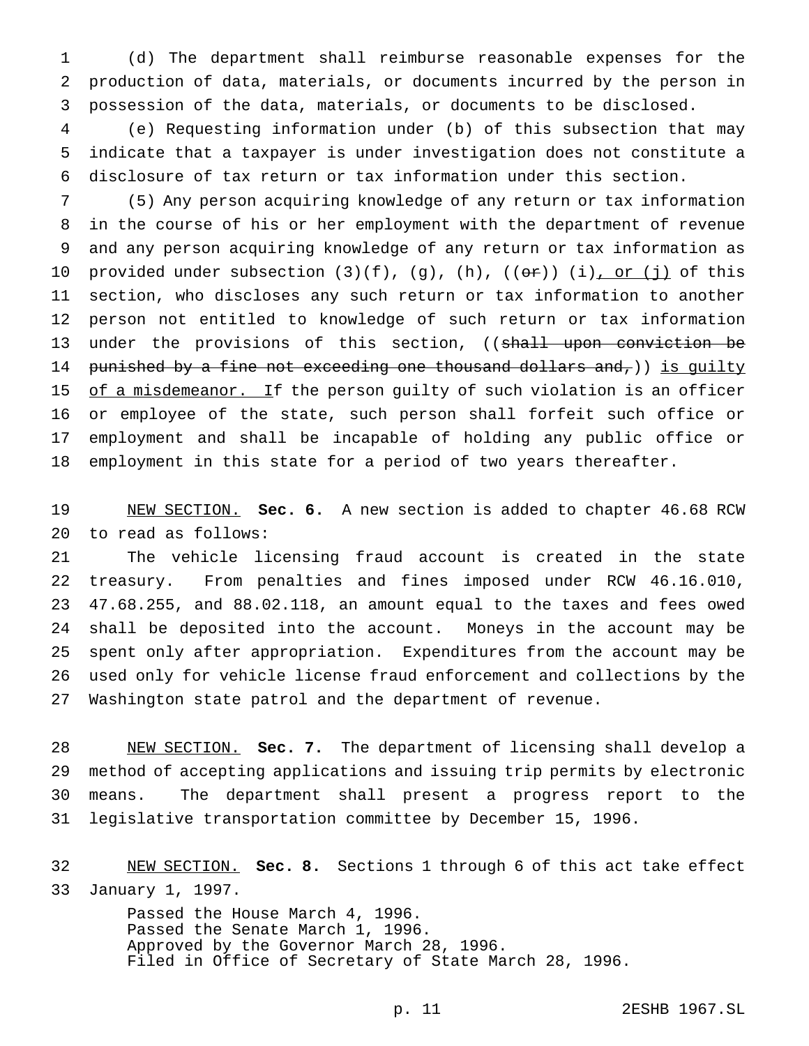(d) The department shall reimburse reasonable expenses for the production of data, materials, or documents incurred by the person in possession of the data, materials, or documents to be disclosed.

(e) Requesting information under (b) of this subsection that may indicate that a taxpayer is under investigation does not constitute a disclosure of tax return or tax information under this section.

(5) Any person acquiring knowledge of any return or tax information in the course of his or her employment with the department of revenue and any person acquiring knowledge of any return or tax information as provided under subsection (3)(f), (g), (h), ((~~or~~)) (i), or (j) of this section, who discloses any such return or tax information to another person not entitled to knowledge of such return or tax information under the provisions of this section, ((~~shall upon conviction be punished by a fine not exceeding one thousand dollars and,~~)) is guilty of a misdemeanor. If the person guilty of such violation is an officer or employee of the state, such person shall forfeit such office or employment and shall be incapable of holding any public office or employment in this state for a period of two years thereafter.

NEW SECTION. **Sec. 6.** A new section is added to chapter 46.68 RCW to read as follows:

The vehicle licensing fraud account is created in the state treasury. From penalties and fines imposed under RCW 46.16.010, 47.68.255, and 88.02.118, an amount equal to the taxes and fees owed shall be deposited into the account. Moneys in the account may be spent only after appropriation. Expenditures from the account may be used only for vehicle license fraud enforcement and collections by the Washington state patrol and the department of revenue.

NEW SECTION. **Sec. 7.** The department of licensing shall develop a method of accepting applications and issuing trip permits by electronic means. The department shall present a progress report to the legislative transportation committee by December 15, 1996.

NEW SECTION. **Sec. 8.** Sections 1 through 6 of this act take effect January 1, 1997.

Passed the House March 4, 1996.
Passed the Senate March 1, 1996.
Approved by the Governor March 28, 1996.
Filed in Office of Secretary of State March 28, 1996.